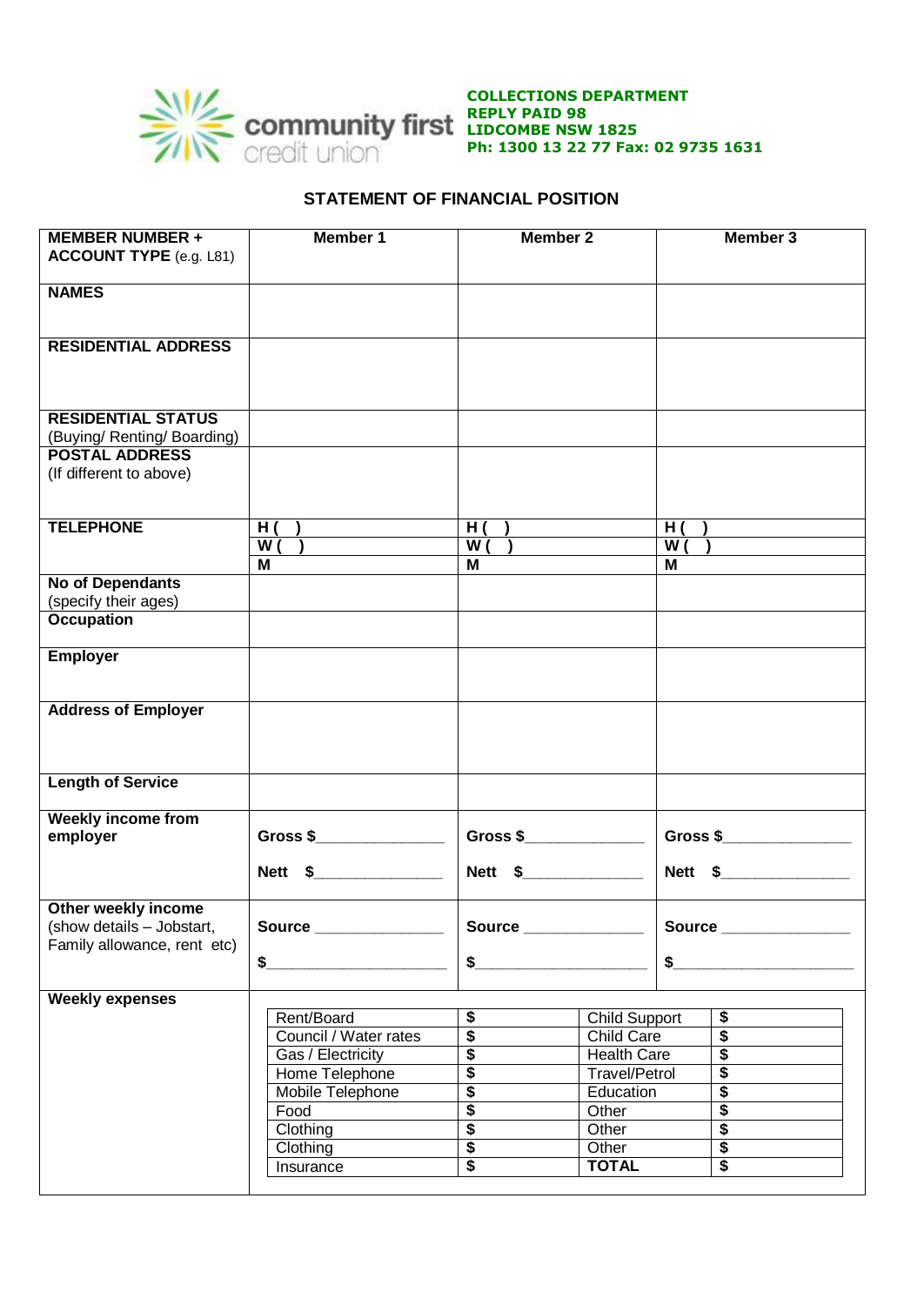community first credit union

**COLLECTIONS DEPARTMENT**
**REPLY PAID 98**
**LIDCOMBE NSW 1825**
**Ph: 1300 13 22 77 Fax: 02 9735 1631**

## STATEMENT OF FINANCIAL POSITION

| **MEMBER NUMBER + ACCOUNT TYPE** (e.g. L81) | **Member 1** | **Member 2** | **Member 3** |
|---|---|---|---|
| **NAMES** | | | |
| **RESIDENTIAL ADDRESS** | | | |
| **RESIDENTIAL STATUS** (Buying/ Renting/ Boarding) | | | |
| **POSTAL ADDRESS** (If different to above) | | | |
| **TELEPHONE** | **H (   )** | **H (   )** | **H (   )** |
| | **W (   )** | **W (   )** | **W (   )** |
| | **M** | **M** | **M** |
| **No of Dependants** (specify their ages) | | | |
| **Occupation** | | | |
| **Employer** | | | |
| **Address of Employer** | | | |
| **Length of Service** | | | |
| **Weekly income from employer** | **Gross $**______________ **Nett $**______________ | **Gross $**______________ **Nett $**______________ | **Gross $**______________ **Nett $**______________ |
| **Other weekly income** (show details – Jobstart, Family allowance, rent etc) | **Source** ______________ **$**______________ | **Source** ______________ **$**______________ | **Source** ______________ **$**______________ |
| **Weekly expenses** | | | |

| | | | |
|---|---|---|---|
| Rent/Board | **$** | Child Support | **$** |
| Council / Water rates | **$** | Child Care | **$** |
| Gas / Electricity | **$** | Health Care | **$** |
| Home Telephone | **$** | Travel/Petrol | **$** |
| Mobile Telephone | **$** | Education | **$** |
| Food | **$** | Other | **$** |
| Clothing | **$** | Other | **$** |
| Clothing | **$** | Other | **$** |
| Insurance | **$** | **TOTAL** | **$** |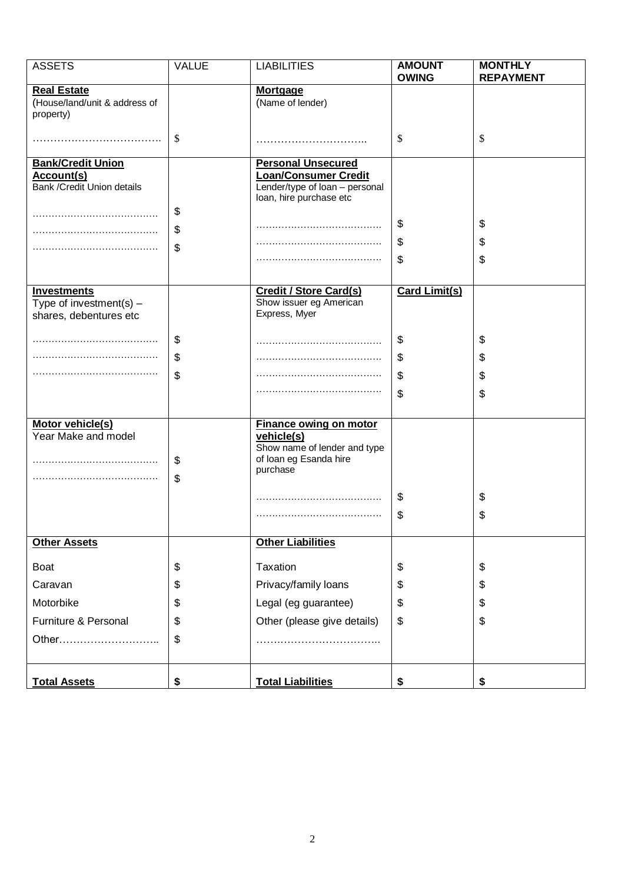| ASSETS | VALUE | LIABILITIES | **AMOUNT OWING** | **MONTHLY REPAYMENT** |
|---|---|---|---|---|
| **Real Estate** (House/land/unit & address of property) | | **Mortgage** (Name of lender) | | |
| ………………………………. | $ | ………………………….. | $ | $ |
| **Bank/Credit Union Account(s)** Bank /Credit Union details | | **Personal Unsecured Loan/Consumer Credit** Lender/type of loan – personal loan, hire purchase etc | | |
| ………………………………… | $ | ………………………………… | $ | $ |
| ………………………………… | $ | ………………………………… | $ | $ |
| ………………………………… | $ | ………………………………… | $ | $ |
| **Investments** Type of investment(s) – shares, debentures etc | | **Credit / Store Card(s)** Show issuer eg American Express, Myer | **Card Limit(s)** | |
| ………………………………… | $ | ………………………………… | $ | $ |
| ………………………………… | $ | ………………………………… | $ | $ |
| ………………………………… | $ | ………………………………… | $ | $ |
| | | ………………………………… | $ | $ |
| **Motor vehicle(s)** Year Make and model | | **Finance owing on motor vehicle(s)** Show name of lender and type of loan eg Esanda hire purchase | | |
| ………………………………… | $ | | | |
| ………………………………… | $ | | | |
| | | ………………………………… | $ | $ |
| | | ………………………………… | $ | $ |
| **Other Assets** | | **Other Liabilities** | | |
| Boat | $ | Taxation | $ | $ |
| Caravan | $ | Privacy/family loans | $ | $ |
| Motorbike | $ | Legal (eg guarantee) | $ | $ |
| Furniture & Personal | $ | Other (please give details) | $ | $ |
| Other……………………….. | $ | ……………………………….. | | |
| **Total Assets** | **$** | **Total Liabilities** | **$** | **$** |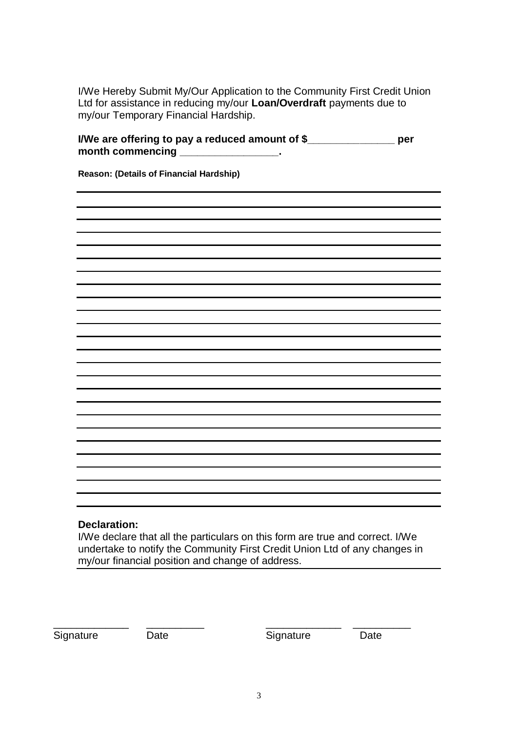I/We Hereby Submit My/Our Application to the Community First Credit Union Ltd for assistance in reducing my/our **Loan/Overdraft** payments due to my/our Temporary Financial Hardship.

**I/We are offering to pay a reduced amount of $_______________ per month commencing _________________.**

**Reason: (Details of Financial Hardship)**

____________________________________________________________

____________________________________________________________

____________________________________________________________

____________________________________________________________

____________________________________________________________

____________________________________________________________

____________________________________________________________

____________________________________________________________

____________________________________________________________

____________________________________________________________

____________________________________________________________

____________________________________________________________

____________________________________________________________

____________________________________________________________

____________________________________________________________

____________________________________________________________

____________________________________________________________

____________________________________________________________

____________________________________________________________

____________________________________________________________

____________________________________________________________

____________________________________________________________

____________________________________________________________

____________________________________________________________

____________________________________________________________

**Declaration:**

I/We declare that all the particulars on this form are true and correct. I/We undertake to notify the Community First Credit Union Ltd of any changes in my/our financial position and change of address.

______________ ___________ ______________ ___________

Signature Date Signature Date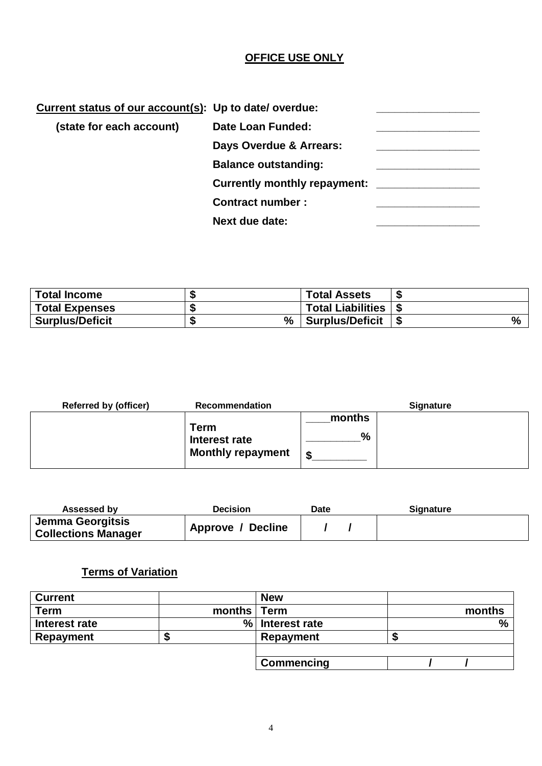**OFFICE USE ONLY**

**Current status of our account(s):** **Up to date/ overdue:** \_\_\_\_\_\_\_\_\_\_\_\_\_\_\_\_\_

**(state for each account)**

**Date Loan Funded:** \_\_\_\_\_\_\_\_\_\_\_\_\_\_\_\_\_

**Days Overdue & Arrears:** \_\_\_\_\_\_\_\_\_\_\_\_\_\_\_\_\_

**Balance outstanding:** \_\_\_\_\_\_\_\_\_\_\_\_\_\_\_\_\_

**Currently monthly repayment:** \_\_\_\_\_\_\_\_\_\_\_\_\_\_\_\_\_

**Contract number :** \_\_\_\_\_\_\_\_\_\_\_\_\_\_\_\_\_

**Next due date:** \_\_\_\_\_\_\_\_\_\_\_\_\_\_\_\_\_

| | | | |
|---|---|---|---|
| **Total Income** | **$** | **Total Assets** | **$** |
| **Total Expenses** | **$** | **Total Liabilities** | **$** |
| **Surplus/Deficit** | **$ %** | **Surplus/Deficit** | **$ %** |

| Referred by (officer) | Recommendation | | Signature |
|---|---|---|---|
| | **Term**<br>**Interest rate**<br>**Monthly repayment** | \_\_\_\_**months**<br>\_\_\_\_\_\_\_\_\_**%**<br>**$**\_\_\_\_\_\_\_\_\_ | |

| Assessed by | Decision | Date | Signature |
|---|---|---|---|
| **Jemma Georgitsis**<br>**Collections Manager** | **Approve / Decline** | **/ /** | |

**Terms of Variation**

| | | | |
|---|---|---|---|
| **Current** | | **New** | |
| **Term** | **months** | **Term** | **months** |
| **Interest rate** | **%** | **Interest rate** | **%** |
| **Repayment** | **$** | **Repayment** | **$** |
| | | | |
| | | **Commencing** | **/ /** |